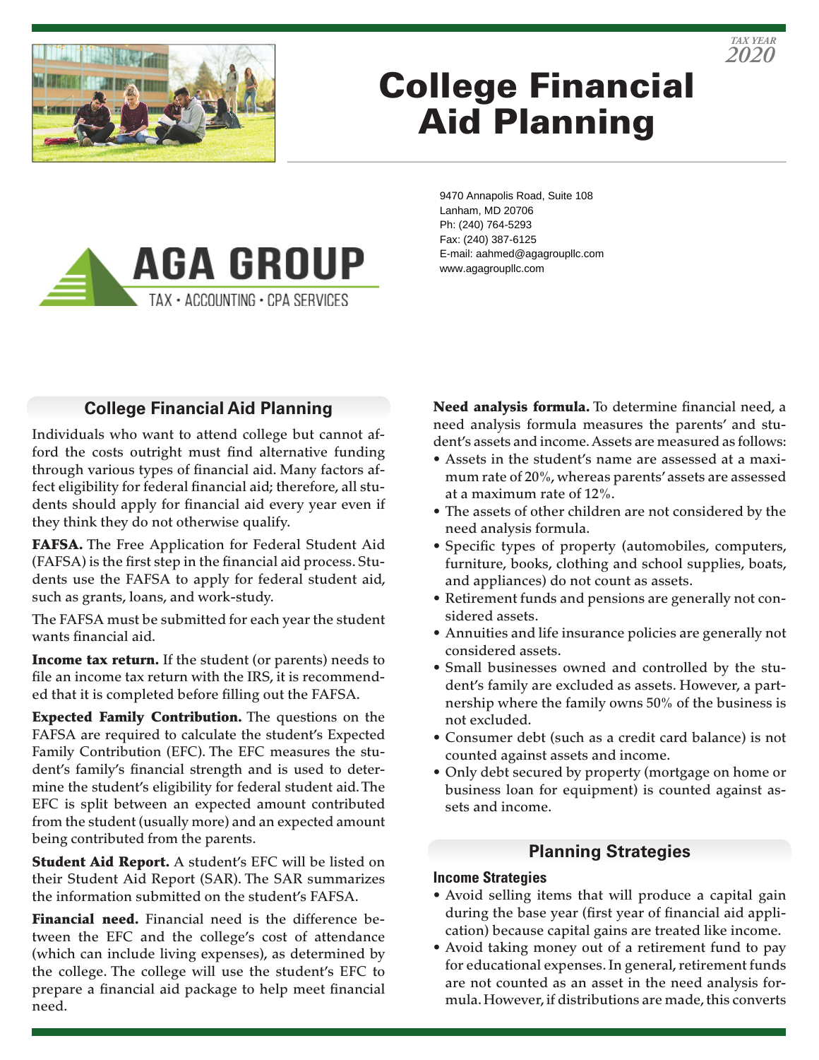TAX YEAR 2020

# College Financial Aid Planning

9470 Annapolis Road, Suite 108
Lanham, MD 20706
Ph: (240) 764-5293
Fax: (240) 387-6125
E-mail: aahmed@agagroupllc.com
www.agagroupllc.com

AGA GROUP
TAX • ACCOUNTING • CPA SERVICES

## College Financial Aid Planning

Individuals who want to attend college but cannot afford the costs outright must find alternative funding through various types of financial aid. Many factors affect eligibility for federal financial aid; therefore, all students should apply for financial aid every year even if they think they do not otherwise qualify.

**FAFSA.** The Free Application for Federal Student Aid (FAFSA) is the first step in the financial aid process. Students use the FAFSA to apply for federal student aid, such as grants, loans, and work-study.

The FAFSA must be submitted for each year the student wants financial aid.

**Income tax return.** If the student (or parents) needs to file an income tax return with the IRS, it is recommended that it is completed before filling out the FAFSA.

**Expected Family Contribution.** The questions on the FAFSA are required to calculate the student's Expected Family Contribution (EFC). The EFC measures the student's family's financial strength and is used to determine the student's eligibility for federal student aid. The EFC is split between an expected amount contributed from the student (usually more) and an expected amount being contributed from the parents.

**Student Aid Report.** A student's EFC will be listed on their Student Aid Report (SAR). The SAR summarizes the information submitted on the student's FAFSA.

**Financial need.** Financial need is the difference between the EFC and the college's cost of attendance (which can include living expenses), as determined by the college. The college will use the student's EFC to prepare a financial aid package to help meet financial need.

**Need analysis formula.** To determine financial need, a need analysis formula measures the parents' and student's assets and income. Assets are measured as follows:

- Assets in the student's name are assessed at a maximum rate of 20%, whereas parents' assets are assessed at a maximum rate of 12%.
- The assets of other children are not considered by the need analysis formula.
- Specific types of property (automobiles, computers, furniture, books, clothing and school supplies, boats, and appliances) do not count as assets.
- Retirement funds and pensions are generally not considered assets.
- Annuities and life insurance policies are generally not considered assets.
- Small businesses owned and controlled by the student's family are excluded as assets. However, a partnership where the family owns 50% of the business is not excluded.
- Consumer debt (such as a credit card balance) is not counted against assets and income.
- Only debt secured by property (mortgage on home or business loan for equipment) is counted against assets and income.

## Planning Strategies

### Income Strategies

- Avoid selling items that will produce a capital gain during the base year (first year of financial aid application) because capital gains are treated like income.
- Avoid taking money out of a retirement fund to pay for educational expenses. In general, retirement funds are not counted as an asset in the need analysis formula. However, if distributions are made, this converts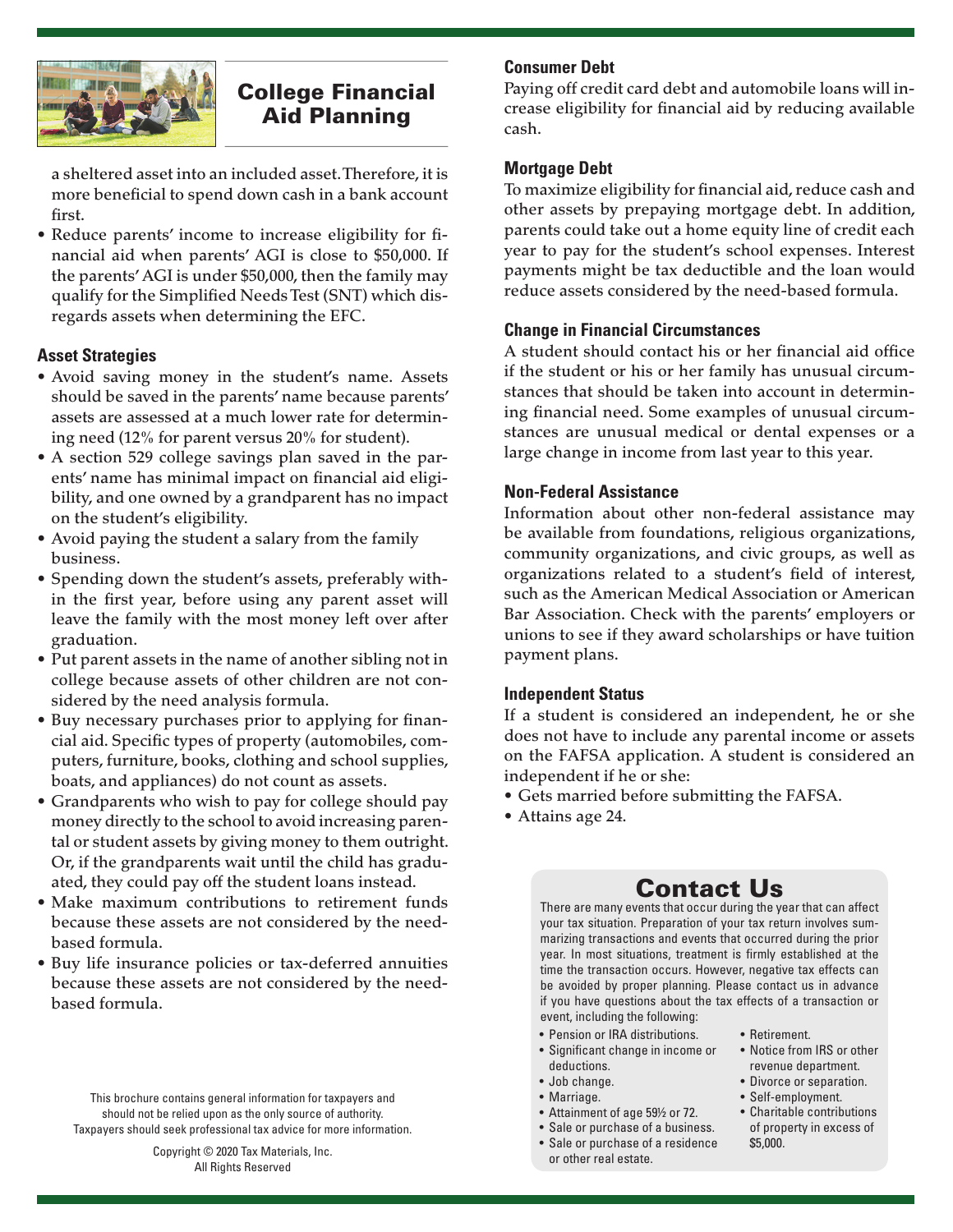# College Financial Aid Planning

a sheltered asset into an included asset. Therefore, it is more beneficial to spend down cash in a bank account first.

- Reduce parents' income to increase eligibility for financial aid when parents' AGI is close to $50,000. If the parents' AGI is under $50,000, then the family may qualify for the Simplified Needs Test (SNT) which disregards assets when determining the EFC.

### Asset Strategies

- Avoid saving money in the student's name. Assets should be saved in the parents' name because parents' assets are assessed at a much lower rate for determining need (12% for parent versus 20% for student).
- A section 529 college savings plan saved in the parents' name has minimal impact on financial aid eligibility, and one owned by a grandparent has no impact on the student's eligibility.
- Avoid paying the student a salary from the family business.
- Spending down the student's assets, preferably within the first year, before using any parent asset will leave the family with the most money left over after graduation.
- Put parent assets in the name of another sibling not in college because assets of other children are not considered by the need analysis formula.
- Buy necessary purchases prior to applying for financial aid. Specific types of property (automobiles, computers, furniture, books, clothing and school supplies, boats, and appliances) do not count as assets.
- Grandparents who wish to pay for college should pay money directly to the school to avoid increasing parental or student assets by giving money to them outright. Or, if the grandparents wait until the child has graduated, they could pay off the student loans instead.
- Make maximum contributions to retirement funds because these assets are not considered by the need-based formula.
- Buy life insurance policies or tax-deferred annuities because these assets are not considered by the need-based formula.

### Consumer Debt

Paying off credit card debt and automobile loans will increase eligibility for financial aid by reducing available cash.

### Mortgage Debt

To maximize eligibility for financial aid, reduce cash and other assets by prepaying mortgage debt. In addition, parents could take out a home equity line of credit each year to pay for the student's school expenses. Interest payments might be tax deductible and the loan would reduce assets considered by the need-based formula.

### Change in Financial Circumstances

A student should contact his or her financial aid office if the student or his or her family has unusual circumstances that should be taken into account in determining financial need. Some examples of unusual circumstances are unusual medical or dental expenses or a large change in income from last year to this year.

### Non-Federal Assistance

Information about other non-federal assistance may be available from foundations, religious organizations, community organizations, and civic groups, as well as organizations related to a student's field of interest, such as the American Medical Association or American Bar Association. Check with the parents' employers or unions to see if they award scholarships or have tuition payment plans.

### Independent Status

If a student is considered an independent, he or she does not have to include any parental income or assets on the FAFSA application. A student is considered an independent if he or she:

- Gets married before submitting the FAFSA.
- Attains age 24.

## Contact Us

There are many events that occur during the year that can affect your tax situation. Preparation of your tax return involves summarizing transactions and events that occurred during the prior year. In most situations, treatment is firmly established at the time the transaction occurs. However, negative tax effects can be avoided by proper planning. Please contact us in advance if you have questions about the tax effects of a transaction or event, including the following:

- Pension or IRA distributions.
- Significant change in income or deductions.
- Job change.
- Marriage.
- Attainment of age 59½ or 72.
- Sale or purchase of a business.
- Sale or purchase of a residence or other real estate.
- Retirement.
- Notice from IRS or other revenue department.
- Divorce or separation.
- Self-employment.
- Charitable contributions of property in excess of $5,000.

This brochure contains general information for taxpayers and should not be relied upon as the only source of authority. Taxpayers should seek professional tax advice for more information.

Copyright © 2020 Tax Materials, Inc. All Rights Reserved